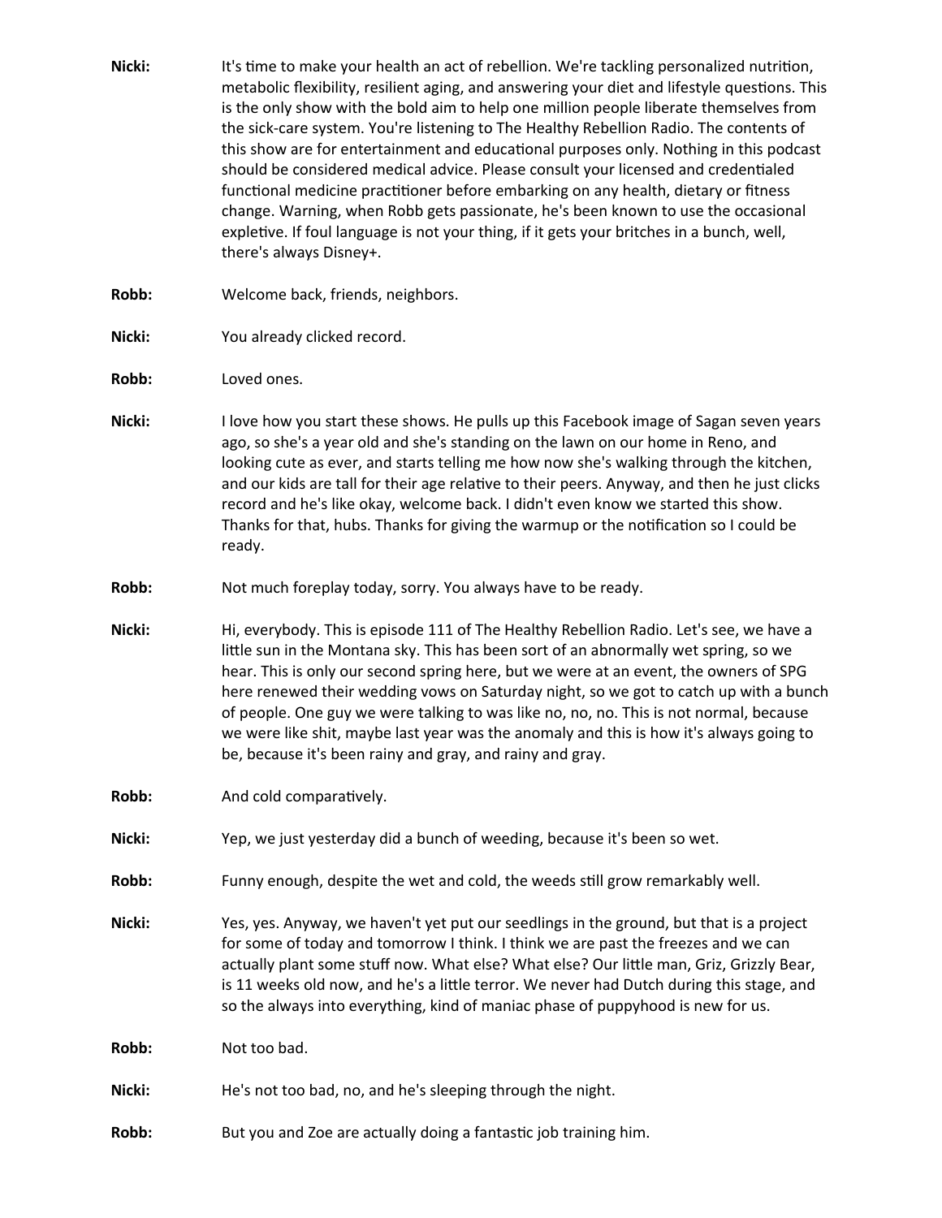**Nicki:** It's time to make your health an act of rebellion. We're tackling personalized nutrition, metabolic flexibility, resilient aging, and answering your diet and lifestyle questions. This is the only show with the bold aim to help one million people liberate themselves from the sick-care system. You're listening to The Healthy Rebellion Radio. The contents of this show are for entertainment and educational purposes only. Nothing in this podcast should be considered medical advice. Please consult your licensed and credentialed functional medicine practitioner before embarking on any health, dietary or fitness change. Warning, when Robb gets passionate, he's been known to use the occasional expletive. If foul language is not your thing, if it gets your britches in a bunch, well, there's always Disney+.

**Robb:** Welcome back, friends, neighbors.

**Nicki:** You already clicked record.

**Robb:** Loved ones.

**Nicki:** I love how you start these shows. He pulls up this Facebook image of Sagan seven years ago, so she's a year old and she's standing on the lawn on our home in Reno, and looking cute as ever, and starts telling me how now she's walking through the kitchen, and our kids are tall for their age relative to their peers. Anyway, and then he just clicks record and he's like okay, welcome back. I didn't even know we started this show. Thanks for that, hubs. Thanks for giving the warmup or the notification so I could be ready.

**Robb:** Not much foreplay today, sorry. You always have to be ready.

**Nicki:** Hi, everybody. This is episode 111 of The Healthy Rebellion Radio. Let's see, we have a little sun in the Montana sky. This has been sort of an abnormally wet spring, so we hear. This is only our second spring here, but we were at an event, the owners of SPG here renewed their wedding vows on Saturday night, so we got to catch up with a bunch of people. One guy we were talking to was like no, no, no. This is not normal, because we were like shit, maybe last year was the anomaly and this is how it's always going to be, because it's been rainy and gray, and rainy and gray.

**Robb:** And cold comparatively.

**Nicki:** Yep, we just yesterday did a bunch of weeding, because it's been so wet.

**Robb:** Funny enough, despite the wet and cold, the weeds still grow remarkably well.

**Nicki:** Yes, yes. Anyway, we haven't yet put our seedlings in the ground, but that is a project for some of today and tomorrow I think. I think we are past the freezes and we can actually plant some stuff now. What else? What else? Our little man, Griz, Grizzly Bear, is 11 weeks old now, and he's a little terror. We never had Dutch during this stage, and so the always into everything, kind of maniac phase of puppyhood is new for us.

**Robb:** Not too bad.

**Nicki:** He's not too bad, no, and he's sleeping through the night.

**Robb:** But you and Zoe are actually doing a fantastic job training him.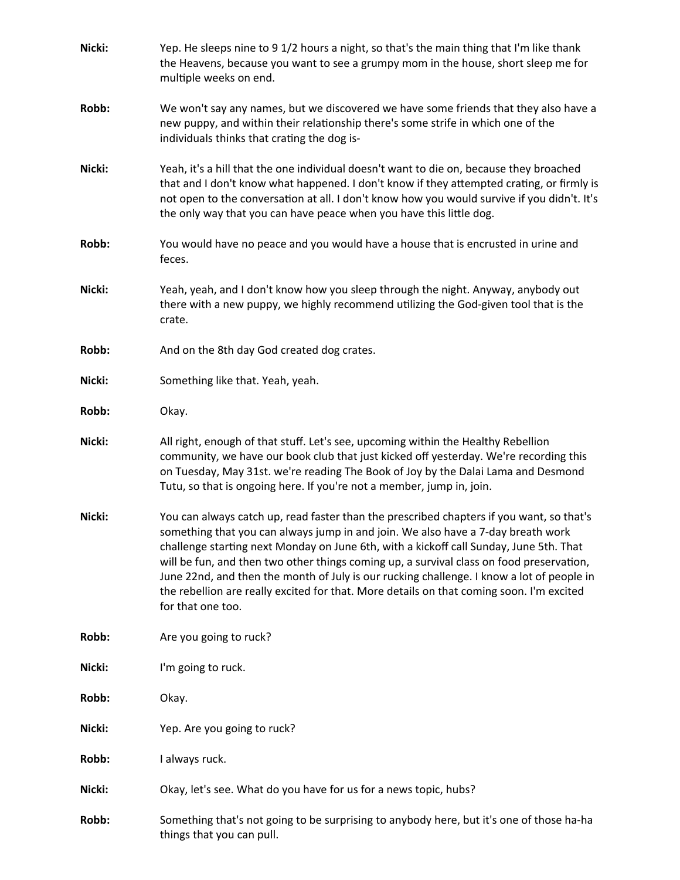**Nicki:** Yep. He sleeps nine to 9 1/2 hours a night, so that's the main thing that I'm like thank the Heavens, because you want to see a grumpy mom in the house, short sleep me for multiple weeks on end.

**Robb:** We won't say any names, but we discovered we have some friends that they also have a new puppy, and within their relationship there's some strife in which one of the individuals thinks that crating the dog is-

**Nicki:** Yeah, it's a hill that the one individual doesn't want to die on, because they broached that and I don't know what happened. I don't know if they attempted crating, or firmly is not open to the conversation at all. I don't know how you would survive if you didn't. It's the only way that you can have peace when you have this little dog.

**Robb:** You would have no peace and you would have a house that is encrusted in urine and feces.

**Nicki:** Yeah, yeah, and I don't know how you sleep through the night. Anyway, anybody out there with a new puppy, we highly recommend utilizing the God-given tool that is the crate.

**Robb:** And on the 8th day God created dog crates.

**Nicki:** Something like that. Yeah, yeah.

**Robb:** Okay.

**Nicki:** All right, enough of that stuff. Let's see, upcoming within the Healthy Rebellion community, we have our book club that just kicked off yesterday. We're recording this on Tuesday, May 31st. we're reading The Book of Joy by the Dalai Lama and Desmond Tutu, so that is ongoing here. If you're not a member, jump in, join.

**Nicki:** You can always catch up, read faster than the prescribed chapters if you want, so that's something that you can always jump in and join. We also have a 7-day breath work challenge starting next Monday on June 6th, with a kickoff call Sunday, June 5th. That will be fun, and then two other things coming up, a survival class on food preservation, June 22nd, and then the month of July is our rucking challenge. I know a lot of people in the rebellion are really excited for that. More details on that coming soon. I'm excited for that one too.

**Robb:** Are you going to ruck?

**Nicki:** I'm going to ruck.

**Robb:** Okay.

**Nicki:** Yep. Are you going to ruck?

**Robb:** I always ruck.

**Nicki:** Okay, let's see. What do you have for us for a news topic, hubs?

**Robb:** Something that's not going to be surprising to anybody here, but it's one of those ha-ha things that you can pull.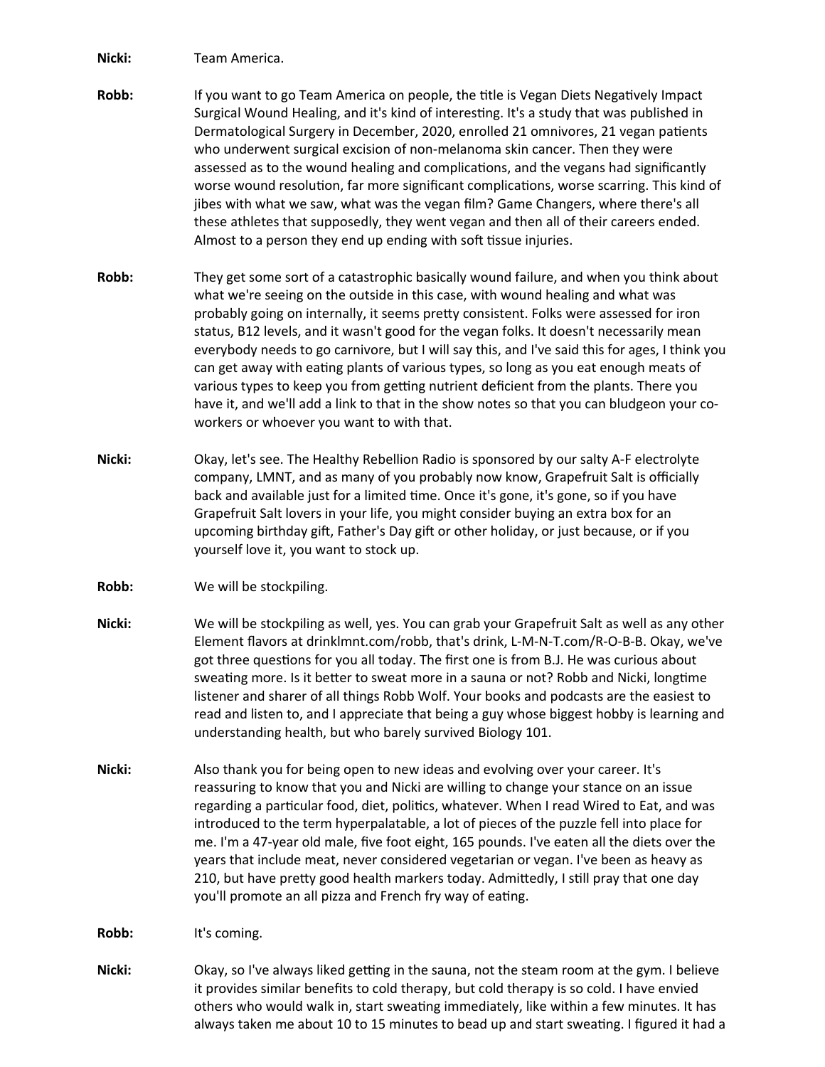**Nicki:** Team America.

**Robb:** If you want to go Team America on people, the title is Vegan Diets Negatively Impact Surgical Wound Healing, and it's kind of interesting. It's a study that was published in Dermatological Surgery in December, 2020, enrolled 21 omnivores, 21 vegan patients who underwent surgical excision of non-melanoma skin cancer. Then they were assessed as to the wound healing and complications, and the vegans had significantly worse wound resolution, far more significant complications, worse scarring. This kind of jibes with what we saw, what was the vegan film? Game Changers, where there's all these athletes that supposedly, they went vegan and then all of their careers ended. Almost to a person they end up ending with soft tissue injuries.

**Robb:** They get some sort of a catastrophic basically wound failure, and when you think about what we're seeing on the outside in this case, with wound healing and what was probably going on internally, it seems pretty consistent. Folks were assessed for iron status, B12 levels, and it wasn't good for the vegan folks. It doesn't necessarily mean everybody needs to go carnivore, but I will say this, and I've said this for ages, I think you can get away with eating plants of various types, so long as you eat enough meats of various types to keep you from getting nutrient deficient from the plants. There you have it, and we'll add a link to that in the show notes so that you can bludgeon your co-workers or whoever you want to with that.

**Nicki:** Okay, let's see. The Healthy Rebellion Radio is sponsored by our salty A-F electrolyte company, LMNT, and as many of you probably now know, Grapefruit Salt is officially back and available just for a limited time. Once it's gone, it's gone, so if you have Grapefruit Salt lovers in your life, you might consider buying an extra box for an upcoming birthday gift, Father's Day gift or other holiday, or just because, or if you yourself love it, you want to stock up.

**Robb:** We will be stockpiling.

**Nicki:** We will be stockpiling as well, yes. You can grab your Grapefruit Salt as well as any other Element flavors at drinklmnt.com/robb, that's drink, L-M-N-T.com/R-O-B-B. Okay, we've got three questions for you all today. The first one is from B.J. He was curious about sweating more. Is it better to sweat more in a sauna or not? Robb and Nicki, longtime listener and sharer of all things Robb Wolf. Your books and podcasts are the easiest to read and listen to, and I appreciate that being a guy whose biggest hobby is learning and understanding health, but who barely survived Biology 101.

**Nicki:** Also thank you for being open to new ideas and evolving over your career. It's reassuring to know that you and Nicki are willing to change your stance on an issue regarding a particular food, diet, politics, whatever. When I read Wired to Eat, and was introduced to the term hyperpalatable, a lot of pieces of the puzzle fell into place for me. I'm a 47-year old male, five foot eight, 165 pounds. I've eaten all the diets over the years that include meat, never considered vegetarian or vegan. I've been as heavy as 210, but have pretty good health markers today. Admittedly, I still pray that one day you'll promote an all pizza and French fry way of eating.

**Robb:** It's coming.

**Nicki:** Okay, so I've always liked getting in the sauna, not the steam room at the gym. I believe it provides similar benefits to cold therapy, but cold therapy is so cold. I have envied others who would walk in, start sweating immediately, like within a few minutes. It has always taken me about 10 to 15 minutes to bead up and start sweating. I figured it had a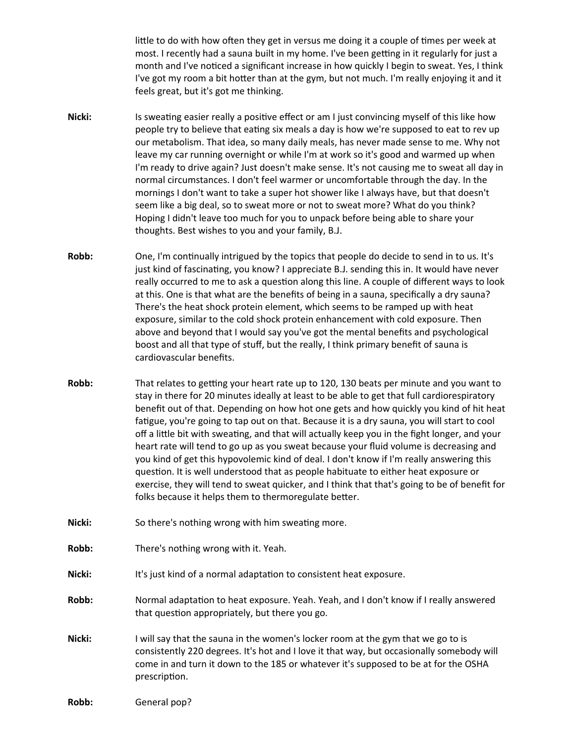little to do with how often they get in versus me doing it a couple of times per week at most. I recently had a sauna built in my home. I've been getting in it regularly for just a month and I've noticed a significant increase in how quickly I begin to sweat. Yes, I think I've got my room a bit hotter than at the gym, but not much. I'm really enjoying it and it feels great, but it's got me thinking.

**Nicki:** Is sweating easier really a positive effect or am I just convincing myself of this like how people try to believe that eating six meals a day is how we're supposed to eat to rev up our metabolism. That idea, so many daily meals, has never made sense to me. Why not leave my car running overnight or while I'm at work so it's good and warmed up when I'm ready to drive again? Just doesn't make sense. It's not causing me to sweat all day in normal circumstances. I don't feel warmer or uncomfortable through the day. In the mornings I don't want to take a super hot shower like I always have, but that doesn't seem like a big deal, so to sweat more or not to sweat more? What do you think? Hoping I didn't leave too much for you to unpack before being able to share your thoughts. Best wishes to you and your family, B.J.

**Robb:** One, I'm continually intrigued by the topics that people do decide to send in to us. It's just kind of fascinating, you know? I appreciate B.J. sending this in. It would have never really occurred to me to ask a question along this line. A couple of different ways to look at this. One is that what are the benefits of being in a sauna, specifically a dry sauna? There's the heat shock protein element, which seems to be ramped up with heat exposure, similar to the cold shock protein enhancement with cold exposure. Then above and beyond that I would say you've got the mental benefits and psychological boost and all that type of stuff, but the really, I think primary benefit of sauna is cardiovascular benefits.

**Robb:** That relates to getting your heart rate up to 120, 130 beats per minute and you want to stay in there for 20 minutes ideally at least to be able to get that full cardiorespiratory benefit out of that. Depending on how hot one gets and how quickly you kind of hit heat fatigue, you're going to tap out on that. Because it is a dry sauna, you will start to cool off a little bit with sweating, and that will actually keep you in the fight longer, and your heart rate will tend to go up as you sweat because your fluid volume is decreasing and you kind of get this hypovolemic kind of deal. I don't know if I'm really answering this question. It is well understood that as people habituate to either heat exposure or exercise, they will tend to sweat quicker, and I think that that's going to be of benefit for folks because it helps them to thermoregulate better.

**Nicki:** So there's nothing wrong with him sweating more.

**Robb:** There's nothing wrong with it. Yeah.

**Nicki:** It's just kind of a normal adaptation to consistent heat exposure.

**Robb:** Normal adaptation to heat exposure. Yeah. Yeah, and I don't know if I really answered that question appropriately, but there you go.

**Nicki:** I will say that the sauna in the women's locker room at the gym that we go to is consistently 220 degrees. It's hot and I love it that way, but occasionally somebody will come in and turn it down to the 185 or whatever it's supposed to be at for the OSHA prescription.

**Robb:** General pop?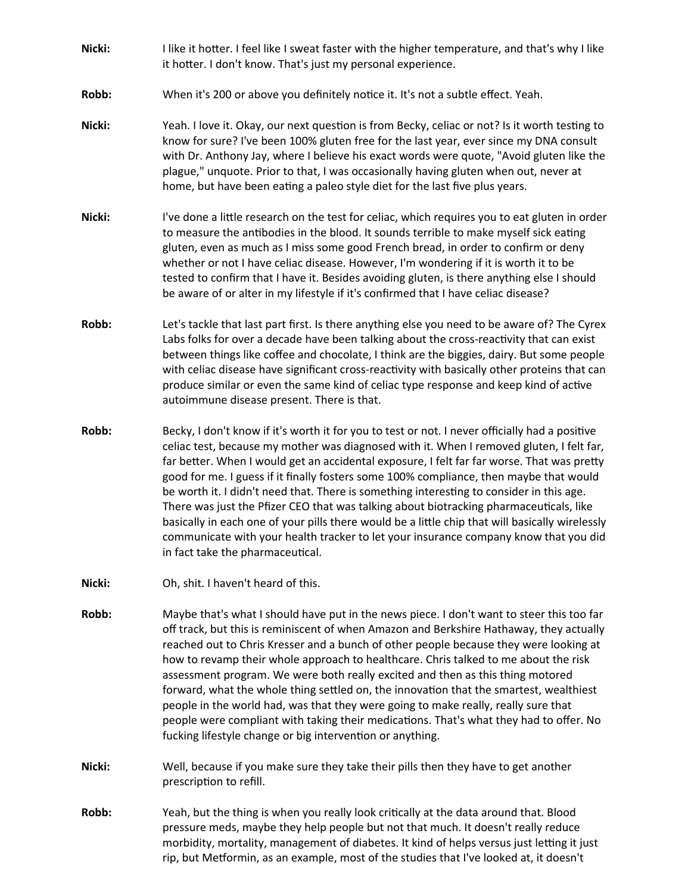**Nicki:** I like it hotter. I feel like I sweat faster with the higher temperature, and that's why I like it hotter. I don't know. That's just my personal experience.

**Robb:** When it's 200 or above you definitely notice it. It's not a subtle effect. Yeah.

**Nicki:** Yeah. I love it. Okay, our next question is from Becky, celiac or not? Is it worth testing to know for sure? I've been 100% gluten free for the last year, ever since my DNA consult with Dr. Anthony Jay, where I believe his exact words were quote, "Avoid gluten like the plague," unquote. Prior to that, I was occasionally having gluten when out, never at home, but have been eating a paleo style diet for the last five plus years.

**Nicki:** I've done a little research on the test for celiac, which requires you to eat gluten in order to measure the antibodies in the blood. It sounds terrible to make myself sick eating gluten, even as much as I miss some good French bread, in order to confirm or deny whether or not I have celiac disease. However, I'm wondering if it is worth it to be tested to confirm that I have it. Besides avoiding gluten, is there anything else I should be aware of or alter in my lifestyle if it's confirmed that I have celiac disease?

**Robb:** Let's tackle that last part first. Is there anything else you need to be aware of? The Cyrex Labs folks for over a decade have been talking about the cross-reactivity that can exist between things like coffee and chocolate, I think are the biggies, dairy. But some people with celiac disease have significant cross-reactivity with basically other proteins that can produce similar or even the same kind of celiac type response and keep kind of active autoimmune disease present. There is that.

**Robb:** Becky, I don't know if it's worth it for you to test or not. I never officially had a positive celiac test, because my mother was diagnosed with it. When I removed gluten, I felt far, far better. When I would get an accidental exposure, I felt far far worse. That was pretty good for me. I guess if it finally fosters some 100% compliance, then maybe that would be worth it. I didn't need that. There is something interesting to consider in this age. There was just the Pfizer CEO that was talking about biotracking pharmaceuticals, like basically in each one of your pills there would be a little chip that will basically wirelessly communicate with your health tracker to let your insurance company know that you did in fact take the pharmaceutical.

**Nicki:** Oh, shit. I haven't heard of this.

**Robb:** Maybe that's what I should have put in the news piece. I don't want to steer this too far off track, but this is reminiscent of when Amazon and Berkshire Hathaway, they actually reached out to Chris Kresser and a bunch of other people because they were looking at how to revamp their whole approach to healthcare. Chris talked to me about the risk assessment program. We were both really excited and then as this thing motored forward, what the whole thing settled on, the innovation that the smartest, wealthiest people in the world had, was that they were going to make really, really sure that people were compliant with taking their medications. That's what they had to offer. No fucking lifestyle change or big intervention or anything.

**Nicki:** Well, because if you make sure they take their pills then they have to get another prescription to refill.

**Robb:** Yeah, but the thing is when you really look critically at the data around that. Blood pressure meds, maybe they help people but not that much. It doesn't really reduce morbidity, mortality, management of diabetes. It kind of helps versus just letting it just rip, but Metformin, as an example, most of the studies that I've looked at, it doesn't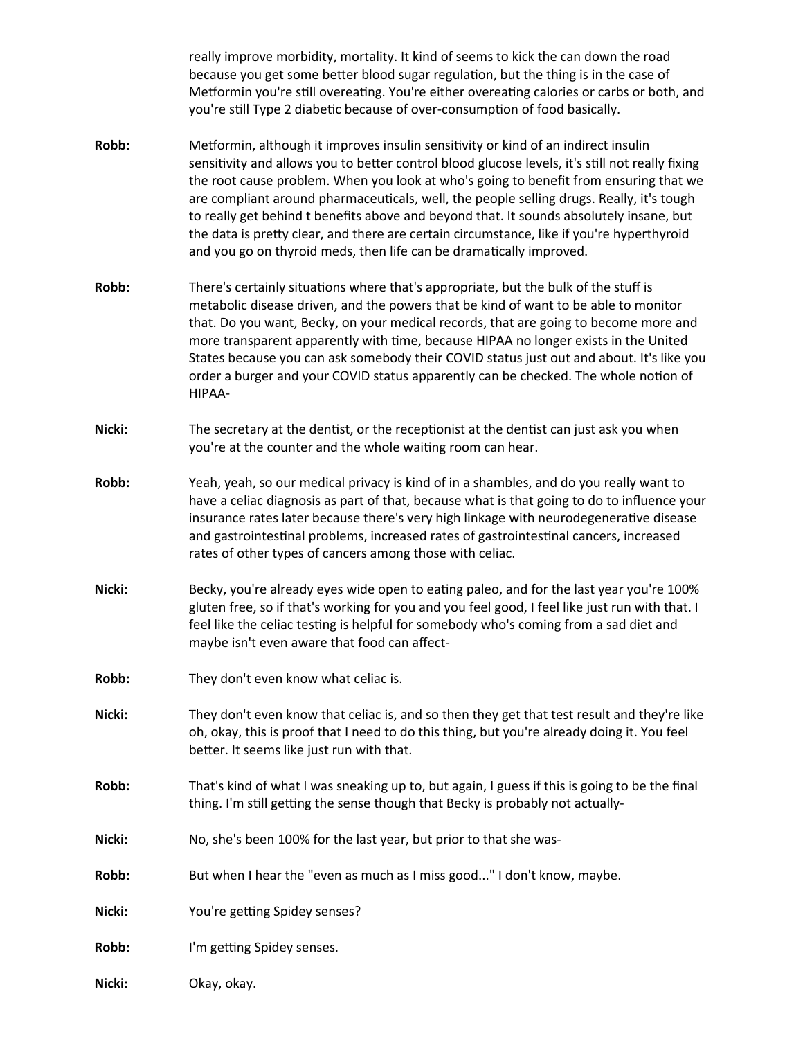really improve morbidity, mortality. It kind of seems to kick the can down the road because you get some better blood sugar regulation, but the thing is in the case of Metformin you're still overeating. You're either overeating calories or carbs or both, and you're still Type 2 diabetic because of over-consumption of food basically.

**Robb:** Metformin, although it improves insulin sensitivity or kind of an indirect insulin sensitivity and allows you to better control blood glucose levels, it's still not really fixing the root cause problem. When you look at who's going to benefit from ensuring that we are compliant around pharmaceuticals, well, the people selling drugs. Really, it's tough to really get behind t benefits above and beyond that. It sounds absolutely insane, but the data is pretty clear, and there are certain circumstance, like if you're hyperthyroid and you go on thyroid meds, then life can be dramatically improved.

**Robb:** There's certainly situations where that's appropriate, but the bulk of the stuff is metabolic disease driven, and the powers that be kind of want to be able to monitor that. Do you want, Becky, on your medical records, that are going to become more and more transparent apparently with time, because HIPAA no longer exists in the United States because you can ask somebody their COVID status just out and about. It's like you order a burger and your COVID status apparently can be checked. The whole notion of HIPAA-

**Nicki:** The secretary at the dentist, or the receptionist at the dentist can just ask you when you're at the counter and the whole waiting room can hear.

**Robb:** Yeah, yeah, so our medical privacy is kind of in a shambles, and do you really want to have a celiac diagnosis as part of that, because what is that going to do to influence your insurance rates later because there's very high linkage with neurodegenerative disease and gastrointestinal problems, increased rates of gastrointestinal cancers, increased rates of other types of cancers among those with celiac.

**Nicki:** Becky, you're already eyes wide open to eating paleo, and for the last year you're 100% gluten free, so if that's working for you and you feel good, I feel like just run with that. I feel like the celiac testing is helpful for somebody who's coming from a sad diet and maybe isn't even aware that food can affect-

**Robb:** They don't even know what celiac is.

**Nicki:** They don't even know that celiac is, and so then they get that test result and they're like oh, okay, this is proof that I need to do this thing, but you're already doing it. You feel better. It seems like just run with that.

**Robb:** That's kind of what I was sneaking up to, but again, I guess if this is going to be the final thing. I'm still getting the sense though that Becky is probably not actually-

**Nicki:** No, she's been 100% for the last year, but prior to that she was-

**Robb:** But when I hear the "even as much as I miss good..." I don't know, maybe.

**Nicki:** You're getting Spidey senses?

**Robb:** I'm getting Spidey senses.

**Nicki:** Okay, okay.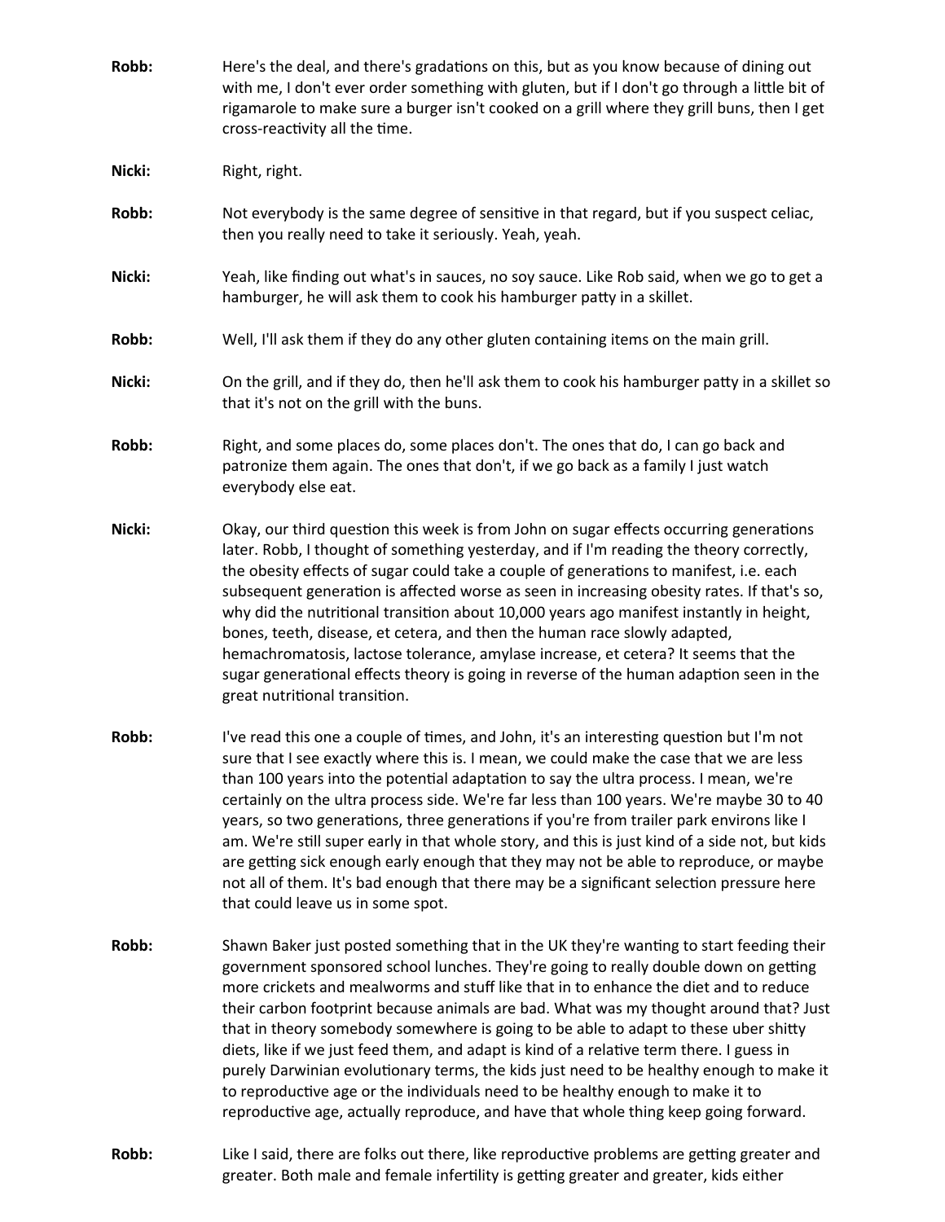**Robb:** Here's the deal, and there's gradations on this, but as you know because of dining out with me, I don't ever order something with gluten, but if I don't go through a little bit of rigamarole to make sure a burger isn't cooked on a grill where they grill buns, then I get cross-reactivity all the time.

**Nicki:** Right, right.

**Robb:** Not everybody is the same degree of sensitive in that regard, but if you suspect celiac, then you really need to take it seriously. Yeah, yeah.

**Nicki:** Yeah, like finding out what's in sauces, no soy sauce. Like Rob said, when we go to get a hamburger, he will ask them to cook his hamburger patty in a skillet.

**Robb:** Well, I'll ask them if they do any other gluten containing items on the main grill.

**Nicki:** On the grill, and if they do, then he'll ask them to cook his hamburger patty in a skillet so that it's not on the grill with the buns.

**Robb:** Right, and some places do, some places don't. The ones that do, I can go back and patronize them again. The ones that don't, if we go back as a family I just watch everybody else eat.

**Nicki:** Okay, our third question this week is from John on sugar effects occurring generations later. Robb, I thought of something yesterday, and if I'm reading the theory correctly, the obesity effects of sugar could take a couple of generations to manifest, i.e. each subsequent generation is affected worse as seen in increasing obesity rates. If that's so, why did the nutritional transition about 10,000 years ago manifest instantly in height, bones, teeth, disease, et cetera, and then the human race slowly adapted, hemachromatosis, lactose tolerance, amylase increase, et cetera? It seems that the sugar generational effects theory is going in reverse of the human adaption seen in the great nutritional transition.

**Robb:** I've read this one a couple of times, and John, it's an interesting question but I'm not sure that I see exactly where this is. I mean, we could make the case that we are less than 100 years into the potential adaptation to say the ultra process. I mean, we're certainly on the ultra process side. We're far less than 100 years. We're maybe 30 to 40 years, so two generations, three generations if you're from trailer park environs like I am. We're still super early in that whole story, and this is just kind of a side not, but kids are getting sick enough early enough that they may not be able to reproduce, or maybe not all of them. It's bad enough that there may be a significant selection pressure here that could leave us in some spot.

**Robb:** Shawn Baker just posted something that in the UK they're wanting to start feeding their government sponsored school lunches. They're going to really double down on getting more crickets and mealworms and stuff like that in to enhance the diet and to reduce their carbon footprint because animals are bad. What was my thought around that? Just that in theory somebody somewhere is going to be able to adapt to these uber shitty diets, like if we just feed them, and adapt is kind of a relative term there. I guess in purely Darwinian evolutionary terms, the kids just need to be healthy enough to make it to reproductive age or the individuals need to be healthy enough to make it to reproductive age, actually reproduce, and have that whole thing keep going forward.

**Robb:** Like I said, there are folks out there, like reproductive problems are getting greater and greater. Both male and female infertility is getting greater and greater, kids either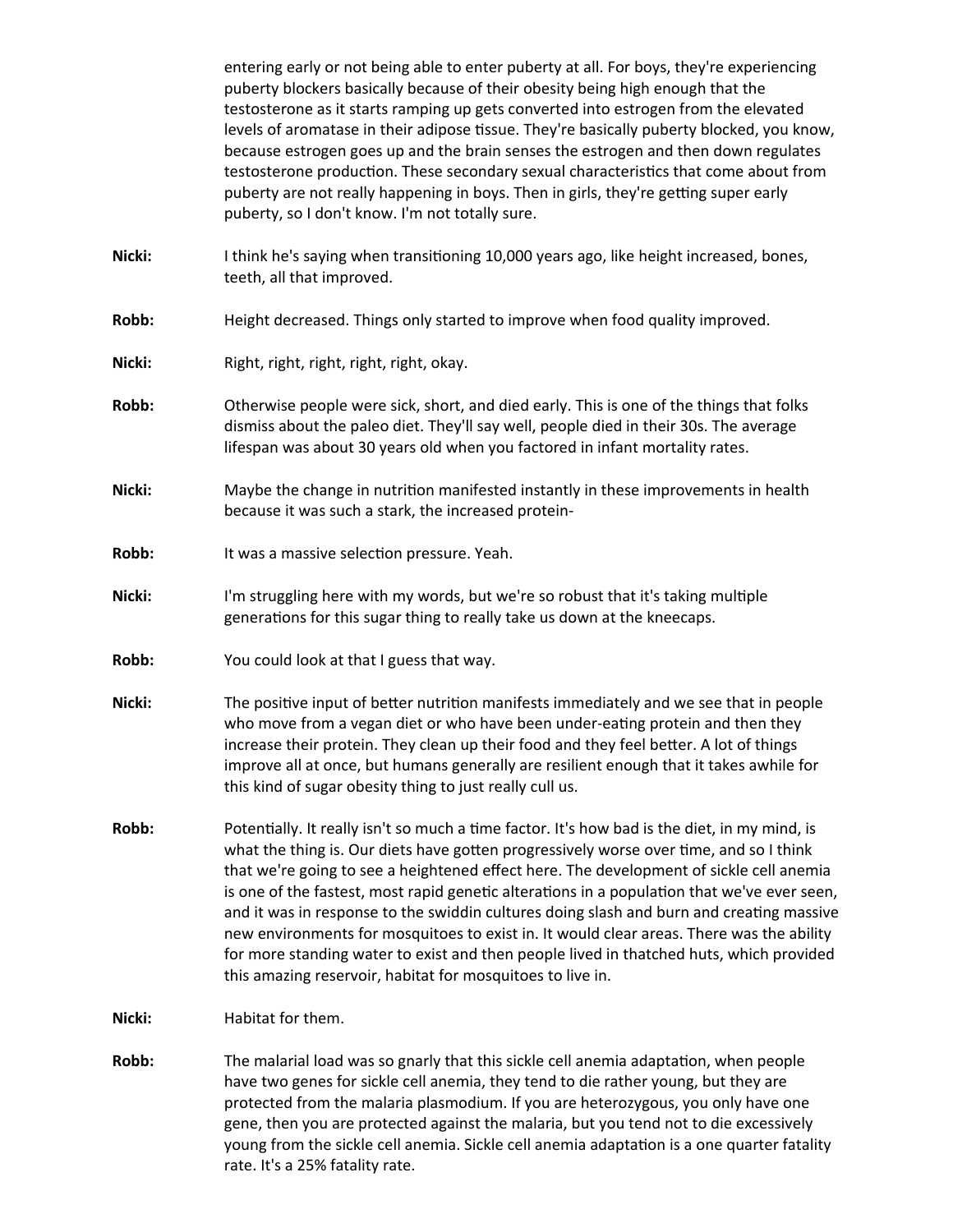entering early or not being able to enter puberty at all. For boys, they're experiencing puberty blockers basically because of their obesity being high enough that the testosterone as it starts ramping up gets converted into estrogen from the elevated levels of aromatase in their adipose tissue. They're basically puberty blocked, you know, because estrogen goes up and the brain senses the estrogen and then down regulates testosterone production. These secondary sexual characteristics that come about from puberty are not really happening in boys. Then in girls, they're getting super early puberty, so I don't know. I'm not totally sure.

**Nicki:** I think he's saying when transitioning 10,000 years ago, like height increased, bones, teeth, all that improved.

**Robb:** Height decreased. Things only started to improve when food quality improved.

**Nicki:** Right, right, right, right, right, okay.

**Robb:** Otherwise people were sick, short, and died early. This is one of the things that folks dismiss about the paleo diet. They'll say well, people died in their 30s. The average lifespan was about 30 years old when you factored in infant mortality rates.

**Nicki:** Maybe the change in nutrition manifested instantly in these improvements in health because it was such a stark, the increased protein-

**Robb:** It was a massive selection pressure. Yeah.

**Nicki:** I'm struggling here with my words, but we're so robust that it's taking multiple generations for this sugar thing to really take us down at the kneecaps.

**Robb:** You could look at that I guess that way.

**Nicki:** The positive input of better nutrition manifests immediately and we see that in people who move from a vegan diet or who have been under-eating protein and then they increase their protein. They clean up their food and they feel better. A lot of things improve all at once, but humans generally are resilient enough that it takes awhile for this kind of sugar obesity thing to just really cull us.

**Robb:** Potentially. It really isn't so much a time factor. It's how bad is the diet, in my mind, is what the thing is. Our diets have gotten progressively worse over time, and so I think that we're going to see a heightened effect here. The development of sickle cell anemia is one of the fastest, most rapid genetic alterations in a population that we've ever seen, and it was in response to the swiddin cultures doing slash and burn and creating massive new environments for mosquitoes to exist in. It would clear areas. There was the ability for more standing water to exist and then people lived in thatched huts, which provided this amazing reservoir, habitat for mosquitoes to live in.

**Nicki:** Habitat for them.

**Robb:** The malarial load was so gnarly that this sickle cell anemia adaptation, when people have two genes for sickle cell anemia, they tend to die rather young, but they are protected from the malaria plasmodium. If you are heterozygous, you only have one gene, then you are protected against the malaria, but you tend not to die excessively young from the sickle cell anemia. Sickle cell anemia adaptation is a one quarter fatality rate. It's a 25% fatality rate.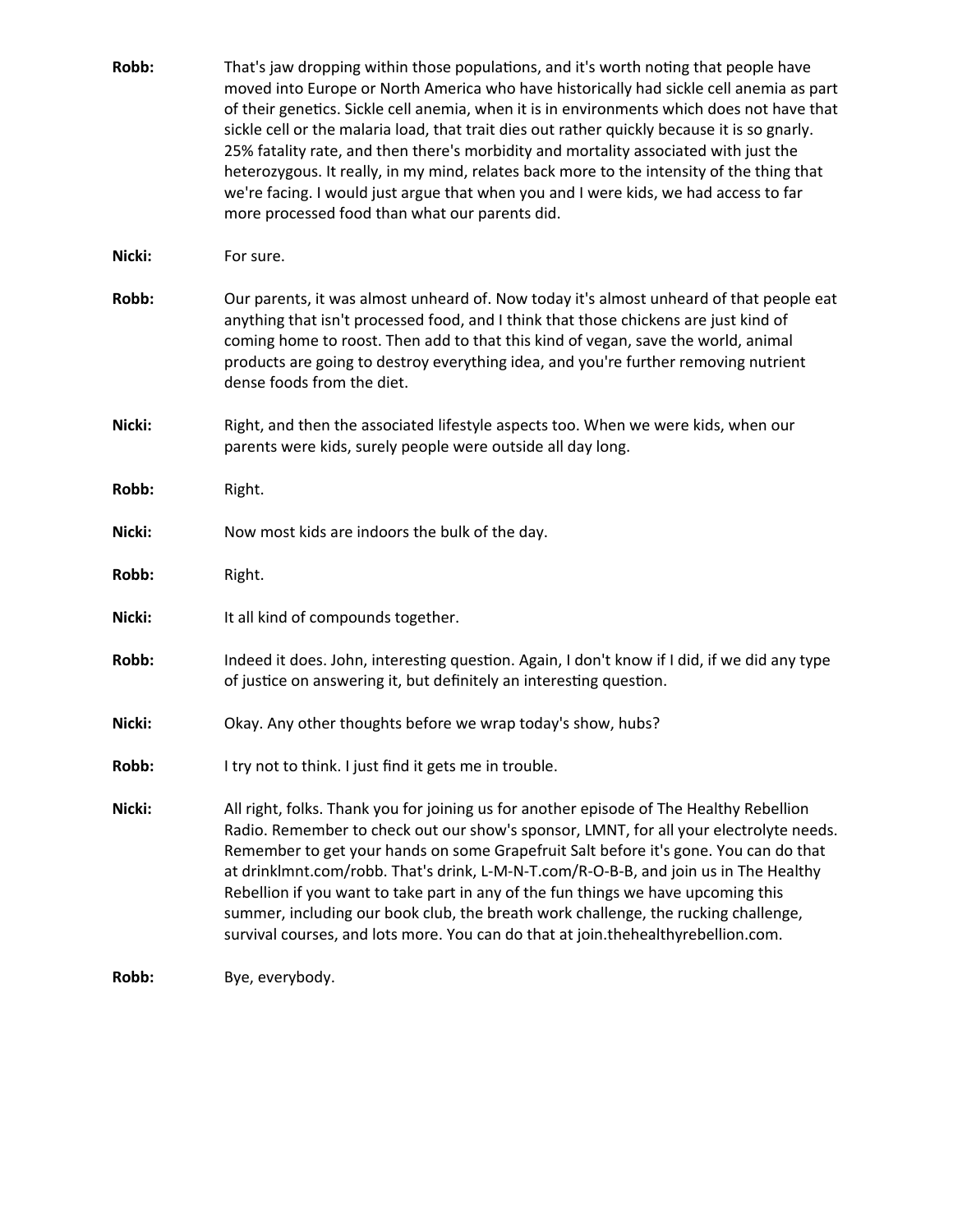**Robb:** That's jaw dropping within those populations, and it's worth noting that people have moved into Europe or North America who have historically had sickle cell anemia as part of their genetics. Sickle cell anemia, when it is in environments which does not have that sickle cell or the malaria load, that trait dies out rather quickly because it is so gnarly. 25% fatality rate, and then there's morbidity and mortality associated with just the heterozygous. It really, in my mind, relates back more to the intensity of the thing that we're facing. I would just argue that when you and I were kids, we had access to far more processed food than what our parents did.

**Nicki:** For sure.

**Robb:** Our parents, it was almost unheard of. Now today it's almost unheard of that people eat anything that isn't processed food, and I think that those chickens are just kind of coming home to roost. Then add to that this kind of vegan, save the world, animal products are going to destroy everything idea, and you're further removing nutrient dense foods from the diet.

**Nicki:** Right, and then the associated lifestyle aspects too. When we were kids, when our parents were kids, surely people were outside all day long.

**Robb:** Right.

**Nicki:** Now most kids are indoors the bulk of the day.

**Robb:** Right.

**Nicki:** It all kind of compounds together.

**Robb:** Indeed it does. John, interesting question. Again, I don't know if I did, if we did any type of justice on answering it, but definitely an interesting question.

**Nicki:** Okay. Any other thoughts before we wrap today's show, hubs?

**Robb:** I try not to think. I just find it gets me in trouble.

**Nicki:** All right, folks. Thank you for joining us for another episode of The Healthy Rebellion Radio. Remember to check out our show's sponsor, LMNT, for all your electrolyte needs. Remember to get your hands on some Grapefruit Salt before it's gone. You can do that at drinklmnt.com/robb. That's drink, L-M-N-T.com/R-O-B-B, and join us in The Healthy Rebellion if you want to take part in any of the fun things we have upcoming this summer, including our book club, the breath work challenge, the rucking challenge, survival courses, and lots more. You can do that at join.thehealthyrebellion.com.

**Robb:** Bye, everybody.